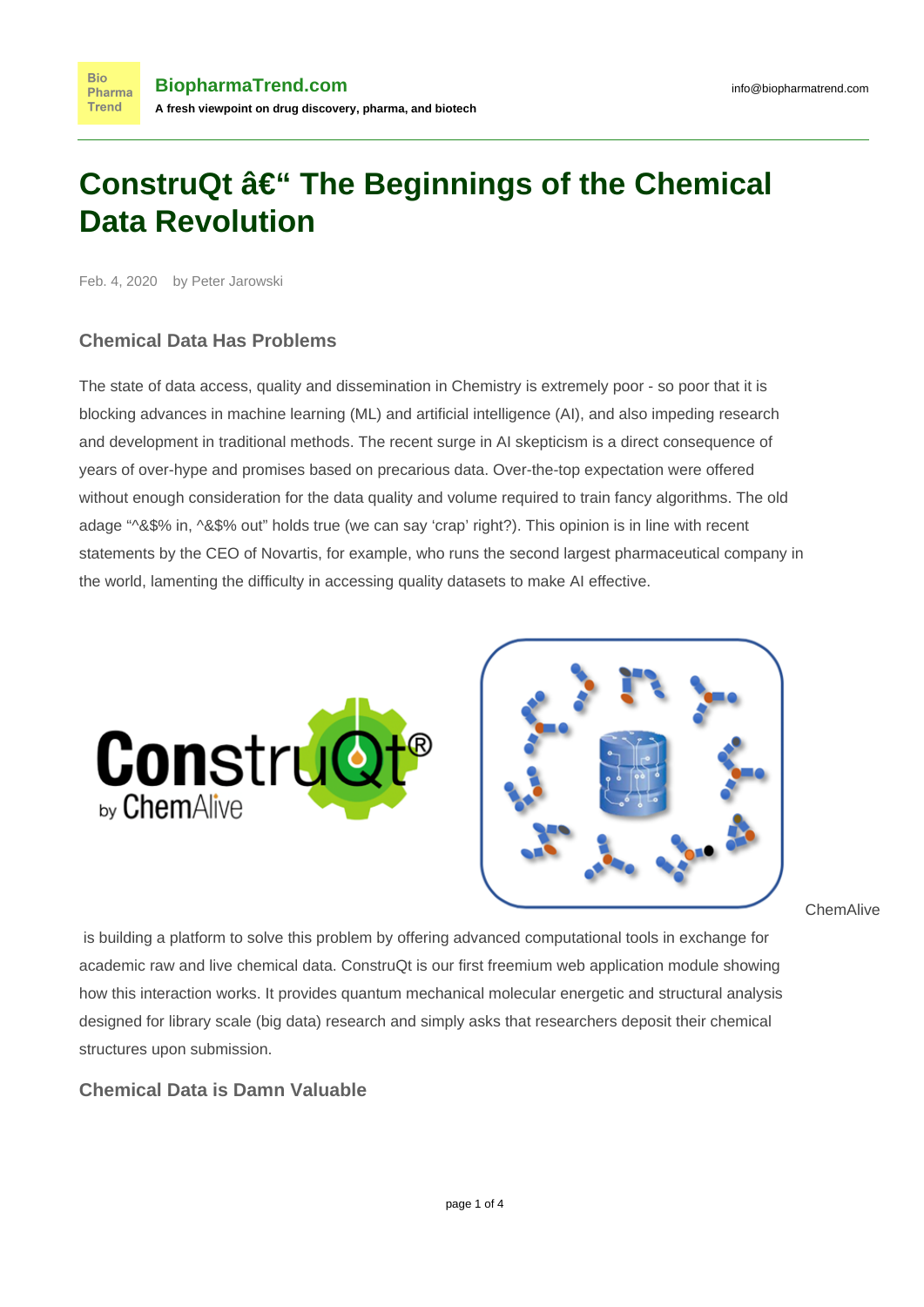# ConstruQt â€“ The Beginnings of the Chemical Data Revolution

Feb. 4, 2020 by Peter Jarowski

## Chemical Data Has Problems

The state of data access, quality and dissemination in Chemistry is extremely poor - so poor that it is blocking advances in machine learning (ML) and artificial intelligence (AI), and also impeding research and development in traditional methods. The recent surge in AI skepticism is a direct consequence of years of over-hype and promises based on precarious data. Over-the-top expectation were offered without enough consideration for the data quality and volume required to train fancy algorithms. The old adage "^&$% in, ^&$% out" holds true (we can say 'crap' right?). This opinion is in line with recent statements by the CEO of Novartis, for example, who runs the second largest pharmaceutical company in the world, lamenting the difficulty in accessing quality datasets to make AI effective.

ChemAlive is building a platform to solve this problem by offering advanced computational tools in exchange for academic raw and live chemical data. ConstruQt is our first freemium web application module showing how this interaction works. It provides quantum mechanical molecular energetic and structural analysis designed for library scale (big data) research and simply asks that researchers deposit their chemical structures upon submission.

## Chemical Data is Damn Valuable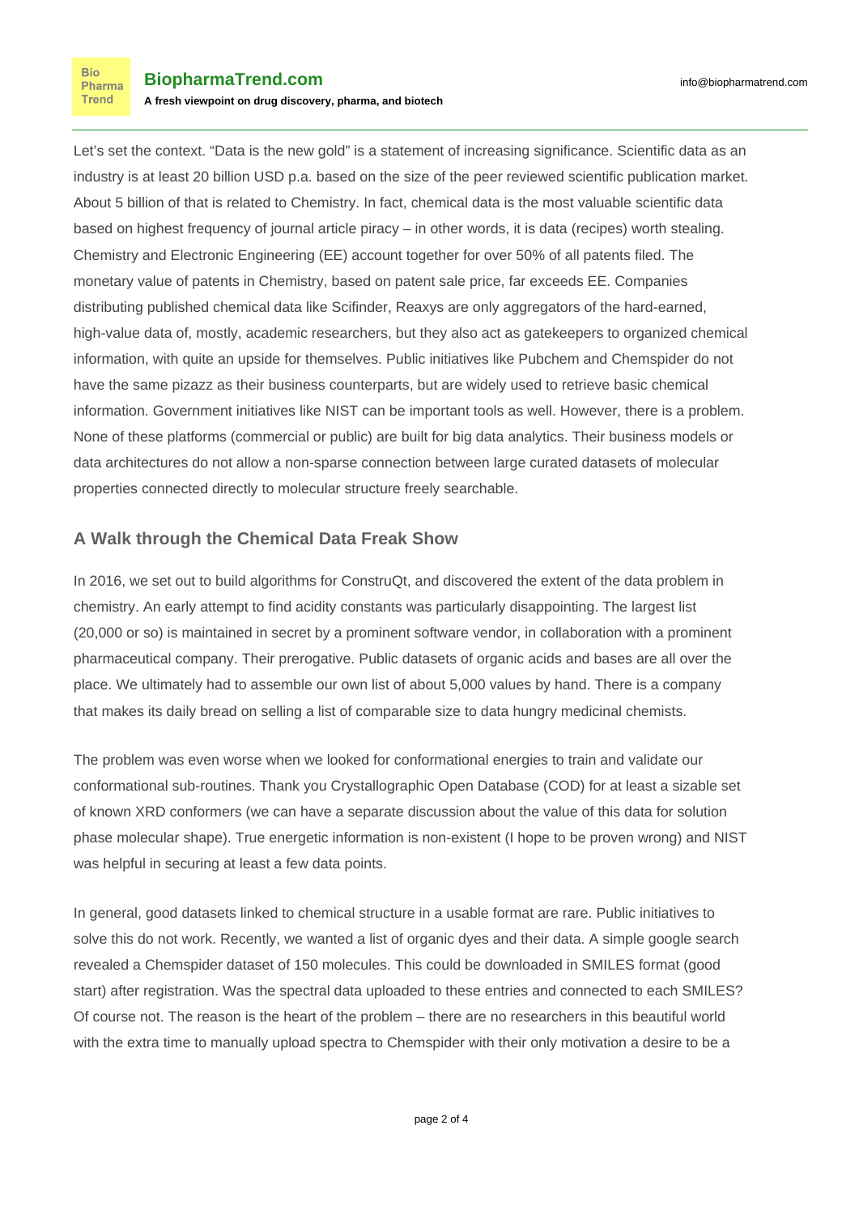Let's set the context. "Data is the new gold" is a statement of increasing significance. Scientific data as an industry is at least 20 billion USD p.a. based on the size of the peer reviewed scientific publication market. About 5 billion of that is related to Chemistry. In fact, chemical data is the most valuable scientific data based on highest frequency of journal article piracy – in other words, it is data (recipes) worth stealing. Chemistry and Electronic Engineering (EE) account together for over 50% of all patents filed. The monetary value of patents in Chemistry, based on patent sale price, far exceeds EE. Companies distributing published chemical data like Scifinder, Reaxys are only aggregators of the hard-earned, high-value data of, mostly, academic researchers, but they also act as gatekeepers to organized chemical information, with quite an upside for themselves. Public initiatives like Pubchem and Chemspider do not have the same pizazz as their business counterparts, but are widely used to retrieve basic chemical information. Government initiatives like NIST can be important tools as well. However, there is a problem. None of these platforms (commercial or public) are built for big data analytics. Their business models or data architectures do not allow a non-sparse connection between large curated datasets of molecular properties connected directly to molecular structure freely searchable.

## A Walk through the Chemical Data Freak Show

In 2016, we set out to build algorithms for ConstruQt, and discovered the extent of the data problem in chemistry. An early attempt to find acidity constants was particularly disappointing. The largest list (20,000 or so) is maintained in secret by a prominent software vendor, in collaboration with a prominent pharmaceutical company. Their prerogative. Public datasets of organic acids and bases are all over the place. We ultimately had to assemble our own list of about 5,000 values by hand. There is a company that makes its daily bread on selling a list of comparable size to data hungry medicinal chemists.

The problem was even worse when we looked for conformational energies to train and validate our conformational sub-routines. Thank you Crystallographic Open Database (COD) for at least a sizable set of known XRD conformers (we can have a separate discussion about the value of this data for solution phase molecular shape). True energetic information is non-existent (I hope to be proven wrong) and NIST was helpful in securing at least a few data points.

In general, good datasets linked to chemical structure in a usable format are rare. Public initiatives to solve this do not work. Recently, we wanted a list of organic dyes and their data. A simple google search revealed a Chemspider dataset of 150 molecules. This could be downloaded in SMILES format (good start) after registration. Was the spectral data uploaded to these entries and connected to each SMILES? Of course not. The reason is the heart of the problem – there are no researchers in this beautiful world with the extra time to manually upload spectra to Chemspider with their only motivation a desire to be a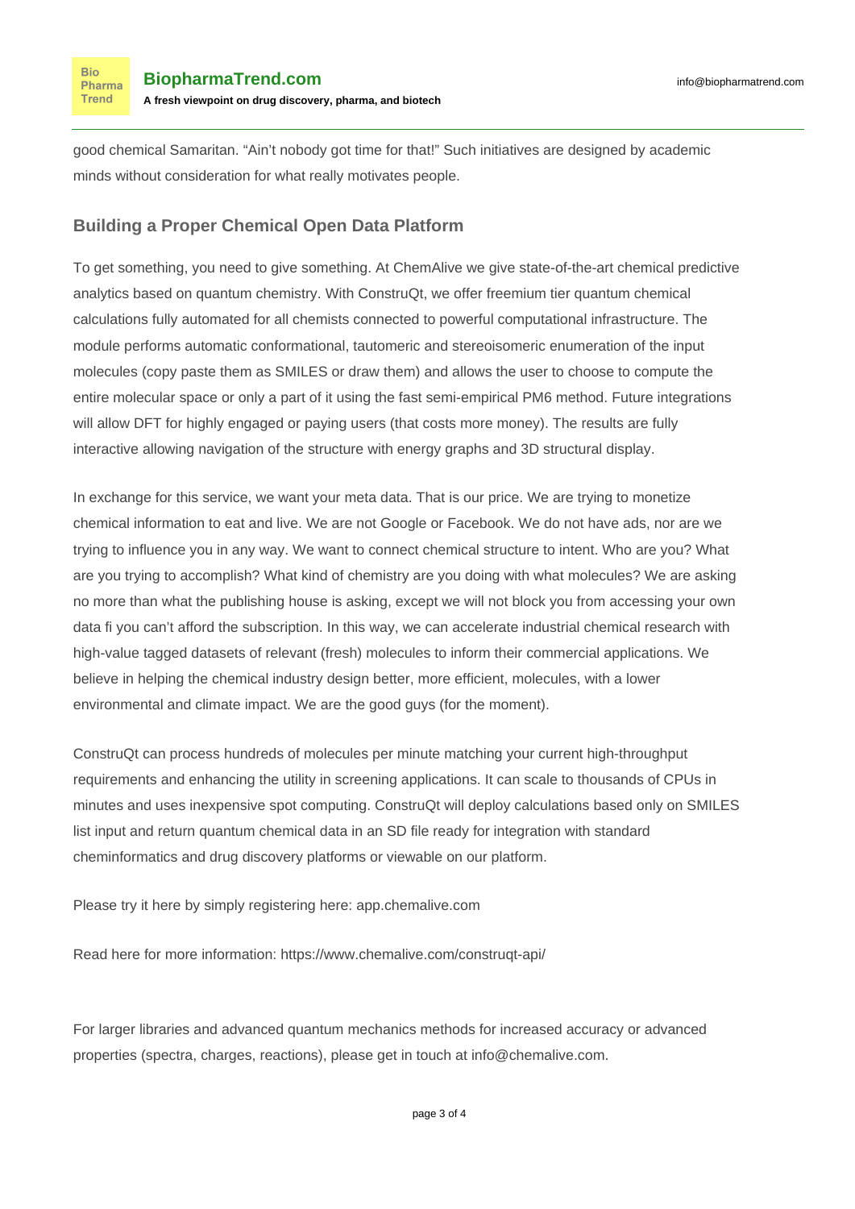good chemical Samaritan. “Ain’t nobody got time for that!” Such initiatives are designed by academic minds without consideration for what really motivates people.

## Building a Proper Chemical Open Data Platform

To get something, you need to give something. At ChemAlive we give state-of-the-art chemical predictive analytics based on quantum chemistry. With ConstruQt, we offer freemium tier quantum chemical calculations fully automated for all chemists connected to powerful computational infrastructure. The module performs automatic conformational, tautomeric and stereoisomeric enumeration of the input molecules (copy paste them as SMILES or draw them) and allows the user to choose to compute the entire molecular space or only a part of it using the fast semi-empirical PM6 method. Future integrations will allow DFT for highly engaged or paying users (that costs more money). The results are fully interactive allowing navigation of the structure with energy graphs and 3D structural display.

In exchange for this service, we want your meta data. That is our price. We are trying to monetize chemical information to eat and live. We are not Google or Facebook. We do not have ads, nor are we trying to influence you in any way. We want to connect chemical structure to intent. Who are you? What are you trying to accomplish? What kind of chemistry are you doing with what molecules? We are asking no more than what the publishing house is asking, except we will not block you from accessing your own data fi you can’t afford the subscription. In this way, we can accelerate industrial chemical research with high-value tagged datasets of relevant (fresh) molecules to inform their commercial applications. We believe in helping the chemical industry design better, more efficient, molecules, with a lower environmental and climate impact. We are the good guys (for the moment).

ConstruQt can process hundreds of molecules per minute matching your current high-throughput requirements and enhancing the utility in screening applications. It can scale to thousands of CPUs in minutes and uses inexpensive spot computing. ConstruQt will deploy calculations based only on SMILES list input and return quantum chemical data in an SD file ready for integration with standard cheminformatics and drug discovery platforms or viewable on our platform.

Please try it here by simply registering here: app.chemalive.com

Read here for more information: https://www.chemalive.com/construqt-api/

For larger libraries and advanced quantum mechanics methods for increased accuracy or advanced properties (spectra, charges, reactions), please get in touch at info@chemalive.com.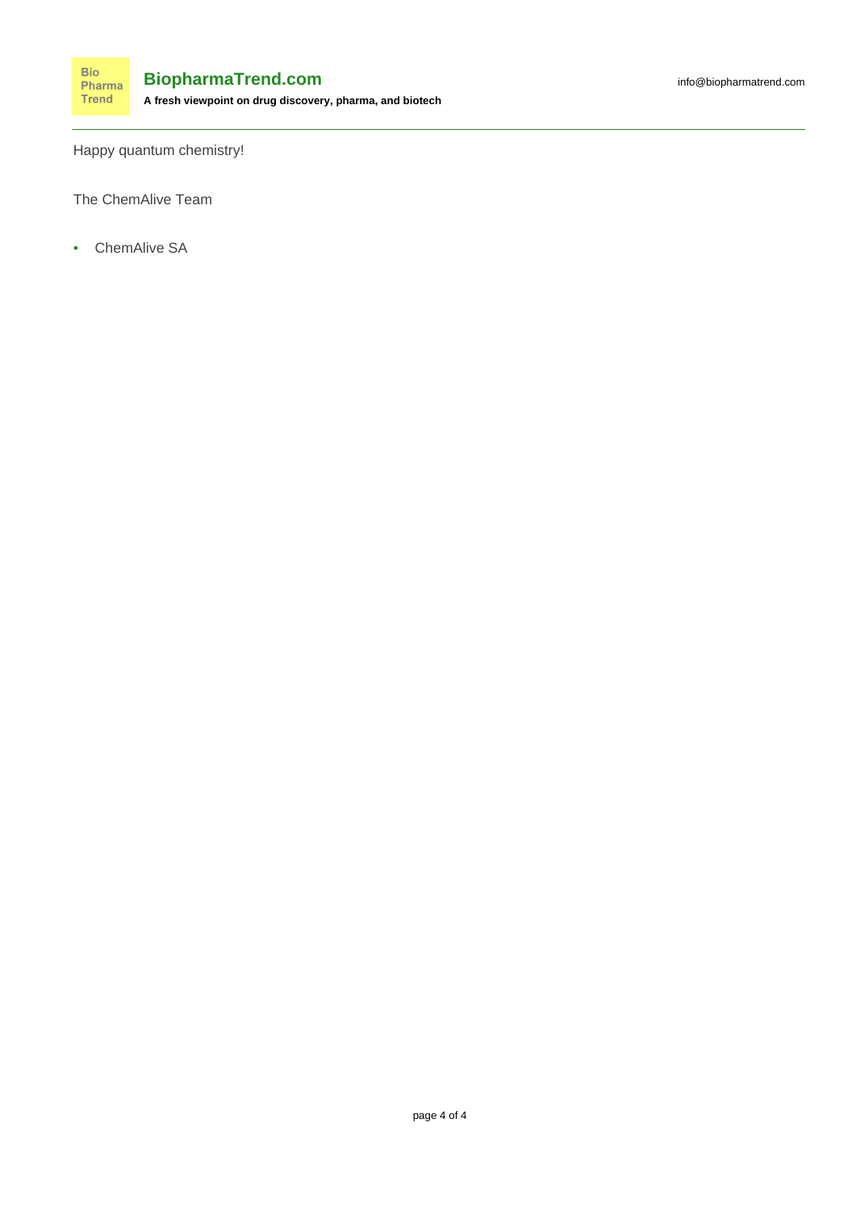Happy quantum chemistry!

The ChemAlive Team

- ChemAlive SA